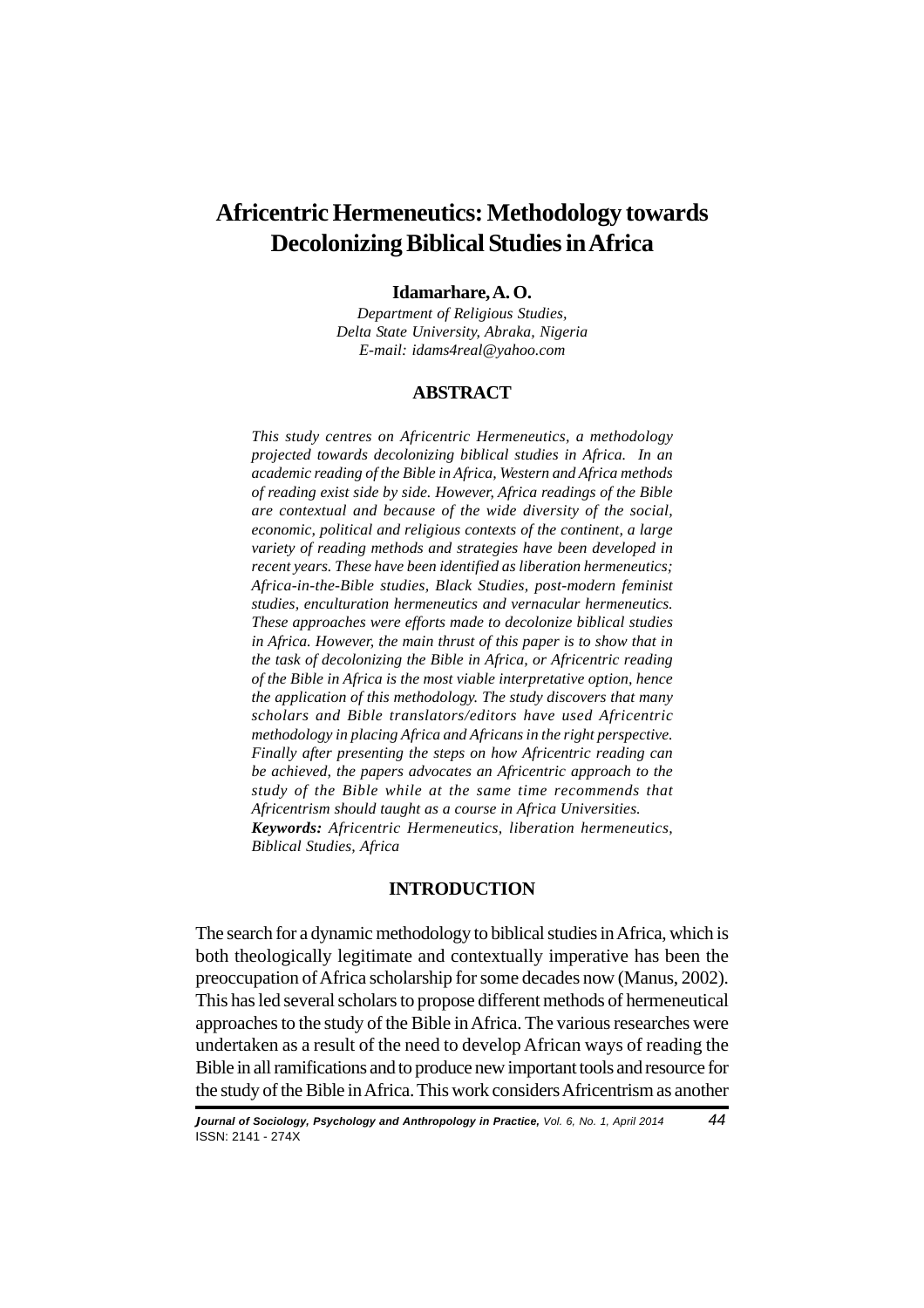# Africentric Hermeneutics: Methodology towards Decolonizing Biblical Studies in Africa

**Idamarhare, A. O.**

*Department of Religious Studies,*
*Delta State University, Abraka, Nigeria*
*E-mail: idams4real@yahoo.com*

## ABSTRACT

*This study centres on Africentric Hermeneutics, a methodology projected towards decolonizing biblical studies in Africa. In an academic reading of the Bible in Africa, Western and Africa methods of reading exist side by side. However, Africa readings of the Bible are contextual and because of the wide diversity of the social, economic, political and religious contexts of the continent, a large variety of reading methods and strategies have been developed in recent years. These have been identified as liberation hermeneutics; Africa-in-the-Bible studies, Black Studies, post-modern feminist studies, enculturation hermeneutics and vernacular hermeneutics. These approaches were efforts made to decolonize biblical studies in Africa. However, the main thrust of this paper is to show that in the task of decolonizing the Bible in Africa, or Africentric reading of the Bible in Africa is the most viable interpretative option, hence the application of this methodology. The study discovers that many scholars and Bible translators/editors have used Africentric methodology in placing Africa and Africans in the right perspective. Finally after presenting the steps on how Africentric reading can be achieved, the papers advocates an Africentric approach to the study of the Bible while at the same time recommends that Africentrism should taught as a course in Africa Universities.*

***Keywords:*** *Africentric Hermeneutics, liberation hermeneutics, Biblical Studies, Africa*

## INTRODUCTION

The search for a dynamic methodology to biblical studies in Africa, which is both theologically legitimate and contextually imperative has been the preoccupation of Africa scholarship for some decades now (Manus, 2002). This has led several scholars to propose different methods of hermeneutical approaches to the study of the Bible in Africa. The various researches were undertaken as a result of the need to develop African ways of reading the Bible in all ramifications and to produce new important tools and resource for the study of the Bible in Africa. This work considers Africentrism as another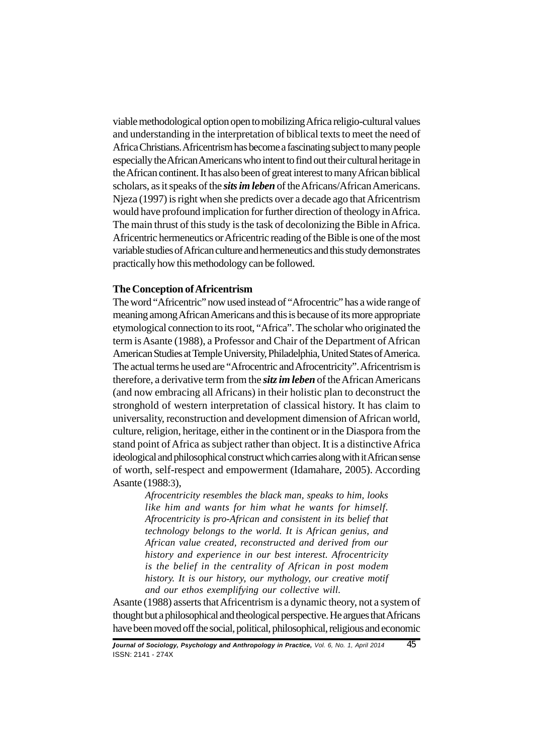viable methodological option open to mobilizing Africa religio-cultural values and understanding in the interpretation of biblical texts to meet the need of Africa Christians. Africentrism has become a fascinating subject to many people especially the African Americans who intent to find out their cultural heritage in the African continent. It has also been of great interest to many African biblical scholars, as it speaks of the ***sits im leben*** of the Africans/African Americans. Njeza (1997) is right when she predicts over a decade ago that Africentrism would have profound implication for further direction of theology in Africa. The main thrust of this study is the task of decolonizing the Bible in Africa. Africentric hermeneutics or Africentric reading of the Bible is one of the most variable studies of African culture and hermeneutics and this study demonstrates practically how this methodology can be followed.

**The Conception of Africentrism**

The word "Africentric" now used instead of "Afrocentric" has a wide range of meaning among African Americans and this is because of its more appropriate etymological connection to its root, "Africa". The scholar who originated the term is Asante (1988), a Professor and Chair of the Department of African American Studies at Temple University, Philadelphia, United States of America. The actual terms he used are "Afrocentric and Afrocentricity". Africentrism is therefore, a derivative term from the ***sitz im leben*** of the African Americans (and now embracing all Africans) in their holistic plan to deconstruct the stronghold of western interpretation of classical history. It has claim to universality, reconstruction and development dimension of African world, culture, religion, heritage, either in the continent or in the Diaspora from the stand point of Africa as subject rather than object. It is a distinctive Africa ideological and philosophical construct which carries along with it African sense of worth, self-respect and empowerment (Idamahare, 2005). According Asante (1988:3),

> *Afrocentricity resembles the black man, speaks to him, looks like him and wants for him what he wants for himself. Afrocentricity is pro-African and consistent in its belief that technology belongs to the world. It is African genius, and African value created, reconstructed and derived from our history and experience in our best interest. Afrocentricity is the belief in the centrality of African in post modem history. It is our history, our mythology, our creative motif and our ethos exemplifying our collective will.*

Asante (1988) asserts that Africentrism is a dynamic theory, not a system of thought but a philosophical and theological perspective. He argues that Africans have been moved off the social, political, philosophical, religious and economic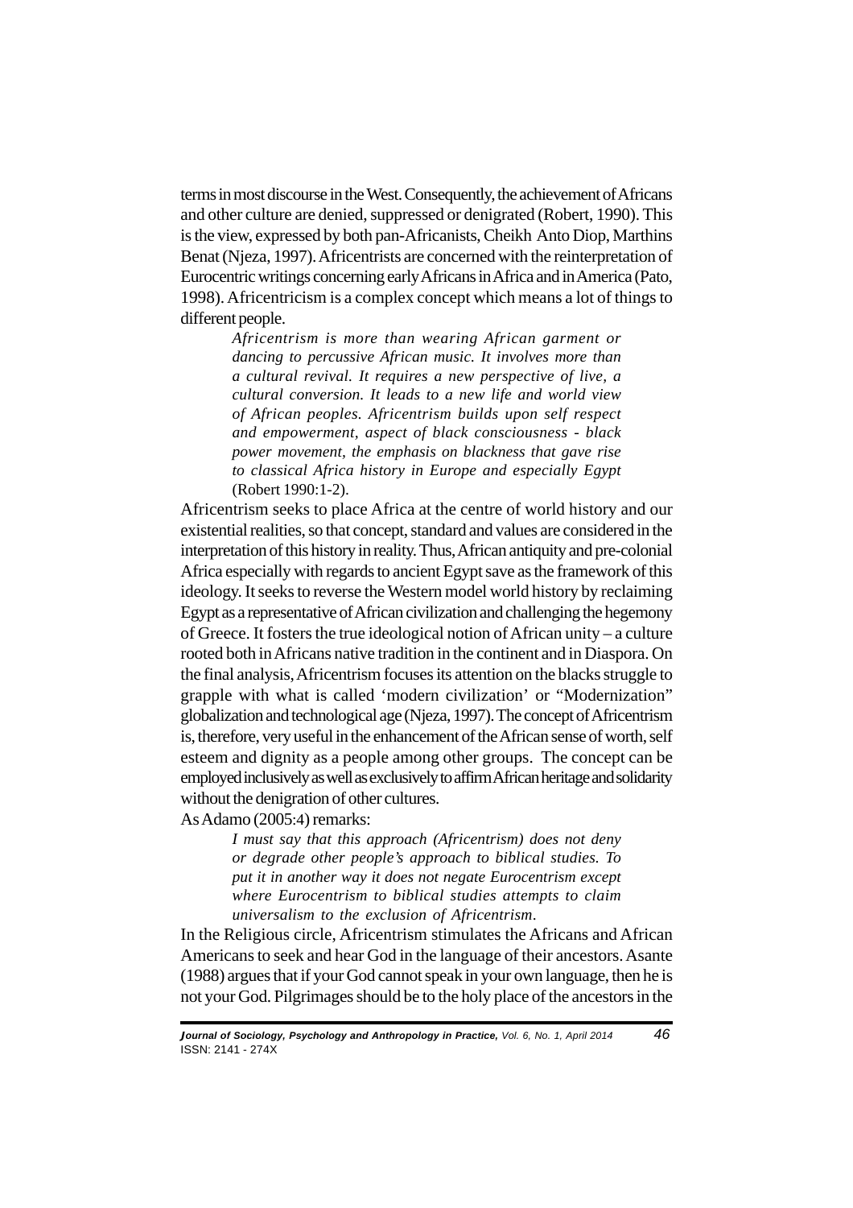terms in most discourse in the West. Consequently, the achievement of Africans and other culture are denied, suppressed or denigrated (Robert, 1990). This is the view, expressed by both pan-Africanists, Cheikh Anto Diop, Marthins Benat (Njeza, 1997). Africentrists are concerned with the reinterpretation of Eurocentric writings concerning early Africans in Africa and in America (Pato, 1998). Africentricism is a complex concept which means a lot of things to different people.

> *Africentrism is more than wearing African garment or dancing to percussive African music. It involves more than a cultural revival. It requires a new perspective of live, a cultural conversion. It leads to a new life and world view of African peoples. Africentrism builds upon self respect and empowerment, aspect of black consciousness - black power movement, the emphasis on blackness that gave rise to classical Africa history in Europe and especially Egypt* (Robert 1990:1-2).

Africentrism seeks to place Africa at the centre of world history and our existential realities, so that concept, standard and values are considered in the interpretation of this history in reality. Thus, African antiquity and pre-colonial Africa especially with regards to ancient Egypt save as the framework of this ideology. It seeks to reverse the Western model world history by reclaiming Egypt as a representative of African civilization and challenging the hegemony of Greece. It fosters the true ideological notion of African unity – a culture rooted both in Africans native tradition in the continent and in Diaspora. On the final analysis, Africentrism focuses its attention on the blacks struggle to grapple with what is called 'modern civilization' or "Modernization" globalization and technological age (Njeza, 1997). The concept of Africentrism is, therefore, very useful in the enhancement of the African sense of worth, self esteem and dignity as a people among other groups. The concept can be employed inclusively as well as exclusively to affirm African heritage and solidarity without the denigration of other cultures.

As Adamo (2005:4) remarks:

> *I must say that this approach (Africentrism) does not deny or degrade other people's approach to biblical studies. To put it in another way it does not negate Eurocentrism except where Eurocentrism to biblical studies attempts to claim universalism to the exclusion of Africentrism.*

In the Religious circle, Africentrism stimulates the Africans and African Americans to seek and hear God in the language of their ancestors. Asante (1988) argues that if your God cannot speak in your own language, then he is not your God. Pilgrimages should be to the holy place of the ancestors in the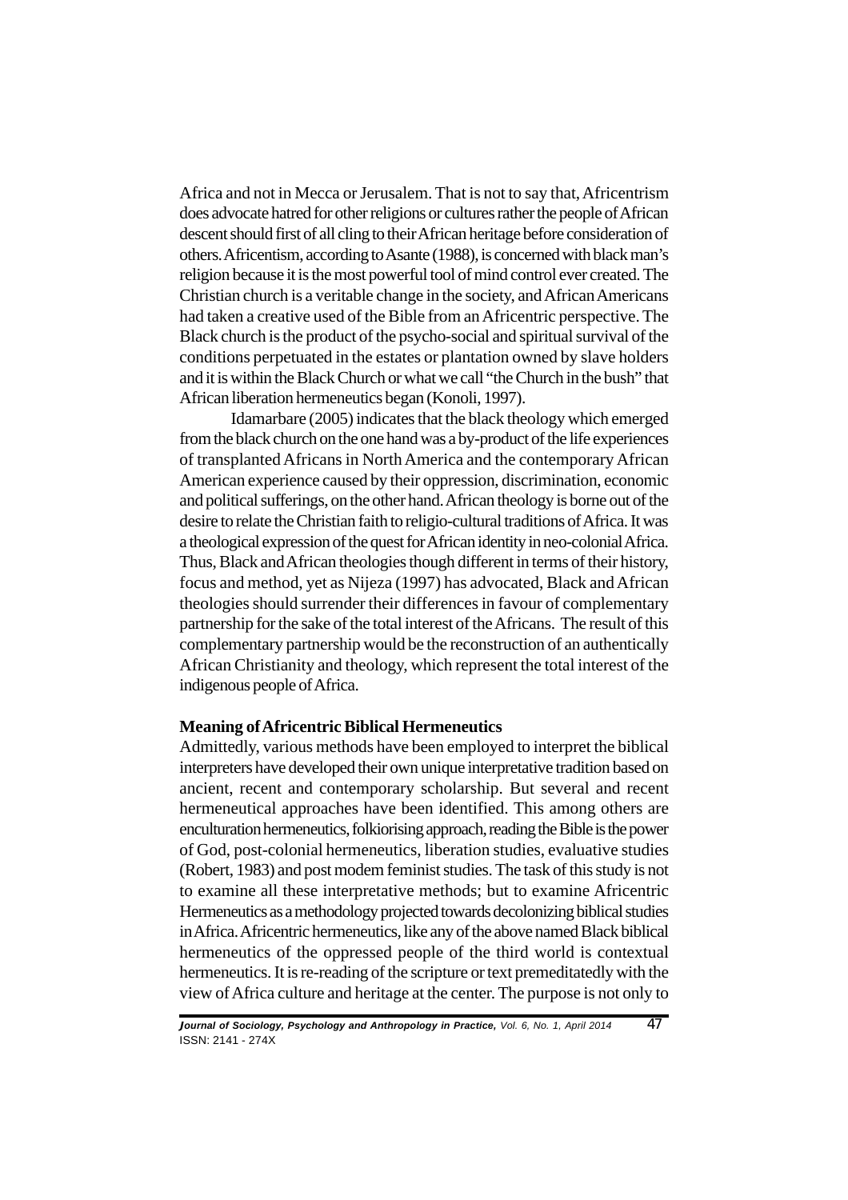Africa and not in Mecca or Jerusalem. That is not to say that, Africentrism does advocate hatred for other religions or cultures rather the people of African descent should first of all cling to their African heritage before consideration of others. Africentism, according to Asante (1988), is concerned with black man's religion because it is the most powerful tool of mind control ever created. The Christian church is a veritable change in the society, and African Americans had taken a creative used of the Bible from an Africentric perspective. The Black church is the product of the psycho-social and spiritual survival of the conditions perpetuated in the estates or plantation owned by slave holders and it is within the Black Church or what we call "the Church in the bush" that African liberation hermeneutics began (Konoli, 1997).

Idamarbare (2005) indicates that the black theology which emerged from the black church on the one hand was a by-product of the life experiences of transplanted Africans in North America and the contemporary African American experience caused by their oppression, discrimination, economic and political sufferings, on the other hand. African theology is borne out of the desire to relate the Christian faith to religio-cultural traditions of Africa. It was a theological expression of the quest for African identity in neo-colonial Africa. Thus, Black and African theologies though different in terms of their history, focus and method, yet as Nijeza (1997) has advocated, Black and African theologies should surrender their differences in favour of complementary partnership for the sake of the total interest of the Africans. The result of this complementary partnership would be the reconstruction of an authentically African Christianity and theology, which represent the total interest of the indigenous people of Africa.

**Meaning of Africentric Biblical Hermeneutics**

Admittedly, various methods have been employed to interpret the biblical interpreters have developed their own unique interpretative tradition based on ancient, recent and contemporary scholarship. But several and recent hermeneutical approaches have been identified. This among others are enculturation hermeneutics, folkiorising approach, reading the Bible is the power of God, post-colonial hermeneutics, liberation studies, evaluative studies (Robert, 1983) and post modem feminist studies. The task of this study is not to examine all these interpretative methods; but to examine Africentric Hermeneutics as a methodology projected towards decolonizing biblical studies in Africa. Africentric hermeneutics, like any of the above named Black biblical hermeneutics of the oppressed people of the third world is contextual hermeneutics. It is re-reading of the scripture or text premeditatedly with the view of Africa culture and heritage at the center. The purpose is not only to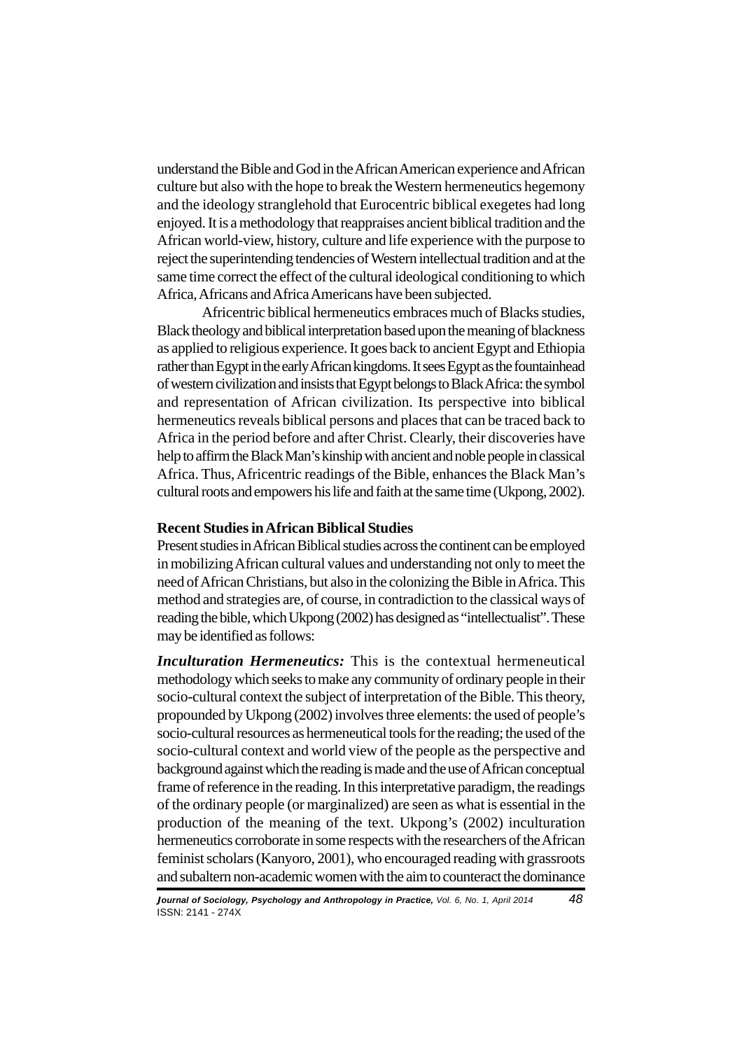understand the Bible and God in the African American experience and African culture but also with the hope to break the Western hermeneutics hegemony and the ideology stranglehold that Eurocentric biblical exegetes had long enjoyed. It is a methodology that reappraises ancient biblical tradition and the African world-view, history, culture and life experience with the purpose to reject the superintending tendencies of Western intellectual tradition and at the same time correct the effect of the cultural ideological conditioning to which Africa, Africans and Africa Americans have been subjected.

Africentric biblical hermeneutics embraces much of Blacks studies, Black theology and biblical interpretation based upon the meaning of blackness as applied to religious experience. It goes back to ancient Egypt and Ethiopia rather than Egypt in the early African kingdoms. It sees Egypt as the fountainhead of western civilization and insists that Egypt belongs to Black Africa: the symbol and representation of African civilization. Its perspective into biblical hermeneutics reveals biblical persons and places that can be traced back to Africa in the period before and after Christ. Clearly, their discoveries have help to affirm the Black Man's kinship with ancient and noble people in classical Africa. Thus, Africentric readings of the Bible, enhances the Black Man's cultural roots and empowers his life and faith at the same time (Ukpong, 2002).

## Recent Studies in African Biblical Studies

Present studies in African Biblical studies across the continent can be employed in mobilizing African cultural values and understanding not only to meet the need of African Christians, but also in the colonizing the Bible in Africa. This method and strategies are, of course, in contradiction to the classical ways of reading the bible, which Ukpong (2002) has designed as "intellectualist". These may be identified as follows:

***Inculturation Hermeneutics:*** This is the contextual hermeneutical methodology which seeks to make any community of ordinary people in their socio-cultural context the subject of interpretation of the Bible. This theory, propounded by Ukpong (2002) involves three elements: the used of people's socio-cultural resources as hermeneutical tools for the reading; the used of the socio-cultural context and world view of the people as the perspective and background against which the reading is made and the use of African conceptual frame of reference in the reading. In this interpretative paradigm, the readings of the ordinary people (or marginalized) are seen as what is essential in the production of the meaning of the text. Ukpong's (2002) inculturation hermeneutics corroborate in some respects with the researchers of the African feminist scholars (Kanyoro, 2001), who encouraged reading with grassroots and subaltern non-academic women with the aim to counteract the dominance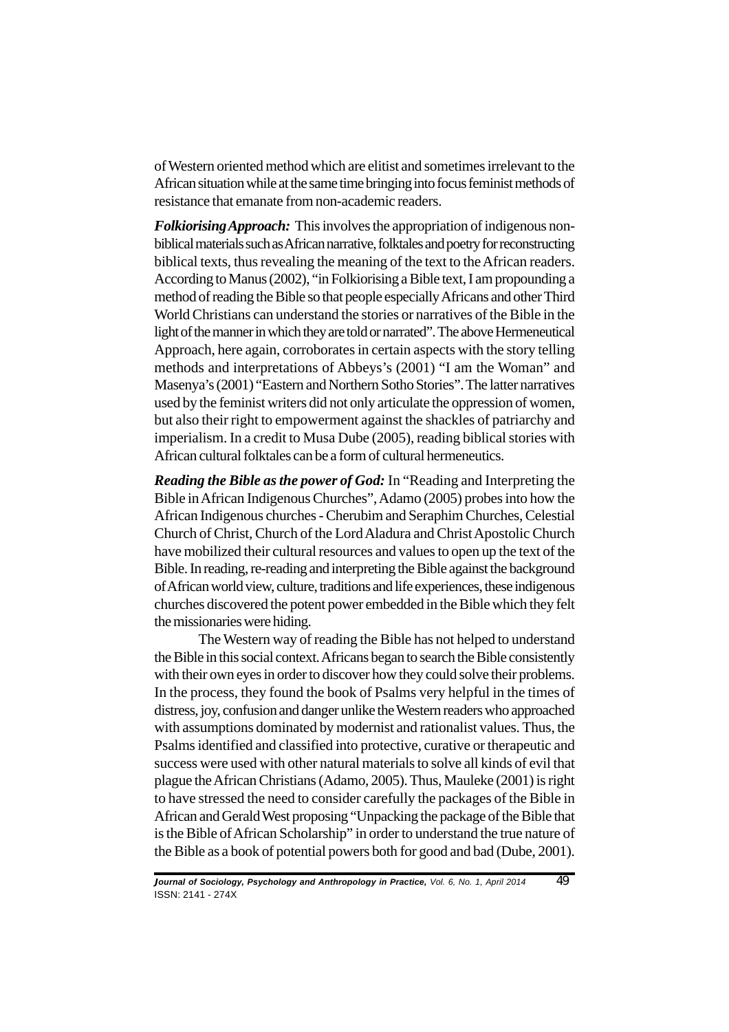of Western oriented method which are elitist and sometimes irrelevant to the African situation while at the same time bringing into focus feminist methods of resistance that emanate from non-academic readers.

***Folkiorising Approach:*** This involves the appropriation of indigenous non-biblical materials such as African narrative, folktales and poetry for reconstructing biblical texts, thus revealing the meaning of the text to the African readers. According to Manus (2002), "in Folkiorising a Bible text, I am propounding a method of reading the Bible so that people especially Africans and other Third World Christians can understand the stories or narratives of the Bible in the light of the manner in which they are told or narrated". The above Hermeneutical Approach, here again, corroborates in certain aspects with the story telling methods and interpretations of Abbeys's (2001) "I am the Woman" and Masenya's (2001) "Eastern and Northern Sotho Stories". The latter narratives used by the feminist writers did not only articulate the oppression of women, but also their right to empowerment against the shackles of patriarchy and imperialism. In a credit to Musa Dube (2005), reading biblical stories with African cultural folktales can be a form of cultural hermeneutics.

***Reading the Bible as the power of God:*** In "Reading and Interpreting the Bible in African Indigenous Churches", Adamo (2005) probes into how the African Indigenous churches - Cherubim and Seraphim Churches, Celestial Church of Christ, Church of the Lord Aladura and Christ Apostolic Church have mobilized their cultural resources and values to open up the text of the Bible. In reading, re-reading and interpreting the Bible against the background of African world view, culture, traditions and life experiences, these indigenous churches discovered the potent power embedded in the Bible which they felt the missionaries were hiding.

The Western way of reading the Bible has not helped to understand the Bible in this social context. Africans began to search the Bible consistently with their own eyes in order to discover how they could solve their problems. In the process, they found the book of Psalms very helpful in the times of distress, joy, confusion and danger unlike the Western readers who approached with assumptions dominated by modernist and rationalist values. Thus, the Psalms identified and classified into protective, curative or therapeutic and success were used with other natural materials to solve all kinds of evil that plague the African Christians (Adamo, 2005). Thus, Mauleke (2001) is right to have stressed the need to consider carefully the packages of the Bible in African and Gerald West proposing "Unpacking the package of the Bible that is the Bible of African Scholarship" in order to understand the true nature of the Bible as a book of potential powers both for good and bad (Dube, 2001).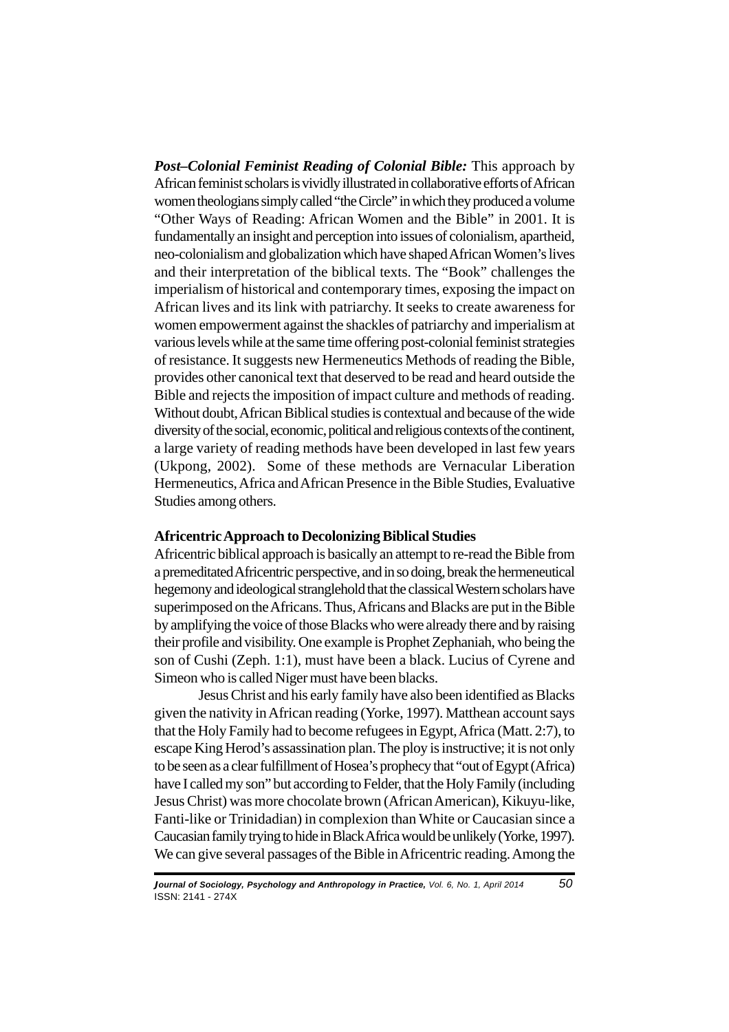***Post–Colonial Feminist Reading of Colonial Bible:*** This approach by African feminist scholars is vividly illustrated in collaborative efforts of African women theologians simply called "the Circle" in which they produced a volume "Other Ways of Reading: African Women and the Bible" in 2001. It is fundamentally an insight and perception into issues of colonialism, apartheid, neo-colonialism and globalization which have shaped African Women's lives and their interpretation of the biblical texts. The "Book" challenges the imperialism of historical and contemporary times, exposing the impact on African lives and its link with patriarchy. It seeks to create awareness for women empowerment against the shackles of patriarchy and imperialism at various levels while at the same time offering post-colonial feminist strategies of resistance. It suggests new Hermeneutics Methods of reading the Bible, provides other canonical text that deserved to be read and heard outside the Bible and rejects the imposition of impact culture and methods of reading. Without doubt, African Biblical studies is contextual and because of the wide diversity of the social, economic, political and religious contexts of the continent, a large variety of reading methods have been developed in last few years (Ukpong, 2002). Some of these methods are Vernacular Liberation Hermeneutics, Africa and African Presence in the Bible Studies, Evaluative Studies among others.

**Africentric Approach to Decolonizing Biblical Studies**

Africentric biblical approach is basically an attempt to re-read the Bible from a premeditated Africentric perspective, and in so doing, break the hermeneutical hegemony and ideological stranglehold that the classical Western scholars have superimposed on the Africans. Thus, Africans and Blacks are put in the Bible by amplifying the voice of those Blacks who were already there and by raising their profile and visibility. One example is Prophet Zephaniah, who being the son of Cushi (Zeph. 1:1), must have been a black. Lucius of Cyrene and Simeon who is called Niger must have been blacks.

Jesus Christ and his early family have also been identified as Blacks given the nativity in African reading (Yorke, 1997). Matthean account says that the Holy Family had to become refugees in Egypt, Africa (Matt. 2:7), to escape King Herod's assassination plan. The ploy is instructive; it is not only to be seen as a clear fulfillment of Hosea's prophecy that "out of Egypt (Africa) have I called my son" but according to Felder, that the Holy Family (including Jesus Christ) was more chocolate brown (African American), Kikuyu-like, Fanti-like or Trinidadian) in complexion than White or Caucasian since a Caucasian family trying to hide in Black Africa would be unlikely (Yorke, 1997). We can give several passages of the Bible in Africentric reading. Among the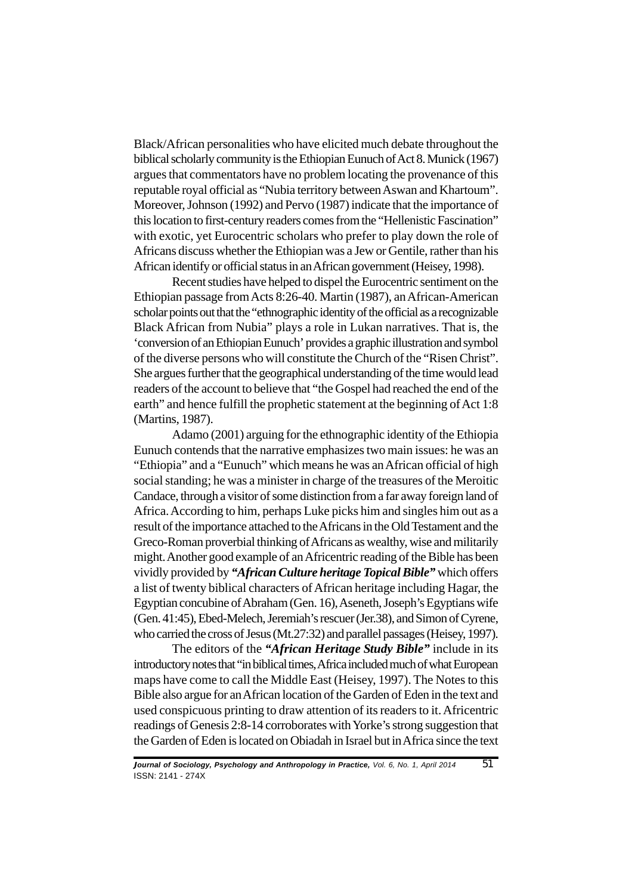Black/African personalities who have elicited much debate throughout the biblical scholarly community is the Ethiopian Eunuch of Act 8. Munick (1967) argues that commentators have no problem locating the provenance of this reputable royal official as "Nubia territory between Aswan and Khartoum". Moreover, Johnson (1992) and Pervo (1987) indicate that the importance of this location to first-century readers comes from the "Hellenistic Fascination" with exotic, yet Eurocentric scholars who prefer to play down the role of Africans discuss whether the Ethiopian was a Jew or Gentile, rather than his African identify or official status in an African government (Heisey, 1998).

Recent studies have helped to dispel the Eurocentric sentiment on the Ethiopian passage from Acts 8:26-40. Martin (1987), an African-American scholar points out that the "ethnographic identity of the official as a recognizable Black African from Nubia" plays a role in Lukan narratives. That is, the 'conversion of an Ethiopian Eunuch' provides a graphic illustration and symbol of the diverse persons who will constitute the Church of the "Risen Christ". She argues further that the geographical understanding of the time would lead readers of the account to believe that "the Gospel had reached the end of the earth" and hence fulfill the prophetic statement at the beginning of Act 1:8 (Martins, 1987).

Adamo (2001) arguing for the ethnographic identity of the Ethiopia Eunuch contends that the narrative emphasizes two main issues: he was an "Ethiopia" and a "Eunuch" which means he was an African official of high social standing; he was a minister in charge of the treasures of the Meroitic Candace, through a visitor of some distinction from a far away foreign land of Africa. According to him, perhaps Luke picks him and singles him out as a result of the importance attached to the Africans in the Old Testament and the Greco-Roman proverbial thinking of Africans as wealthy, wise and militarily might. Another good example of an Africentric reading of the Bible has been vividly provided by ***"African Culture heritage Topical Bible"*** which offers a list of twenty biblical characters of African heritage including Hagar, the Egyptian concubine of Abraham (Gen. 16), Aseneth, Joseph's Egyptians wife (Gen. 41:45), Ebed-Melech, Jeremiah's rescuer (Jer.38), and Simon of Cyrene, who carried the cross of Jesus (Mt.27:32) and parallel passages (Heisey, 1997).

The editors of the ***"African Heritage Study Bible"*** include in its introductory notes that "in biblical times, Africa included much of what European maps have come to call the Middle East (Heisey, 1997). The Notes to this Bible also argue for an African location of the Garden of Eden in the text and used conspicuous printing to draw attention of its readers to it. Africentric readings of Genesis 2:8-14 corroborates with Yorke's strong suggestion that the Garden of Eden is located on Obiadah in Israel but in Africa since the text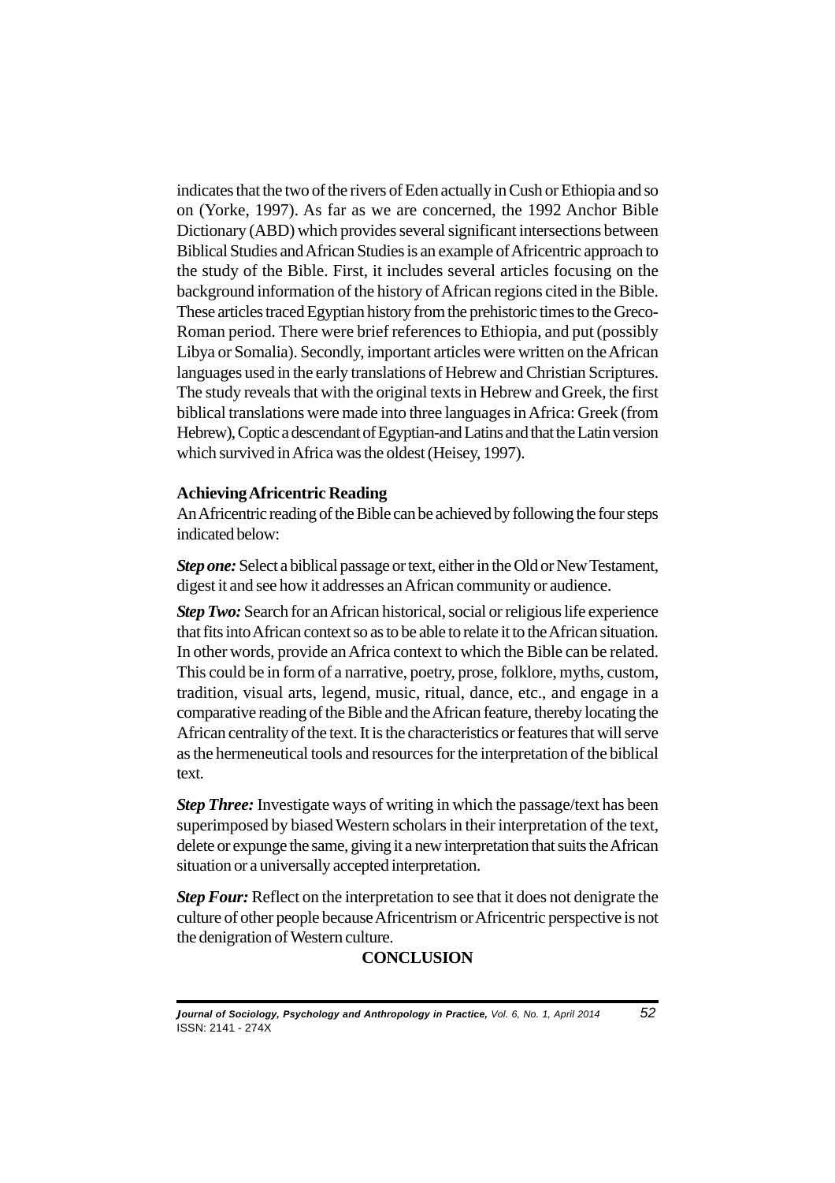indicates that the two of the rivers of Eden actually in Cush or Ethiopia and so on (Yorke, 1997). As far as we are concerned, the 1992 Anchor Bible Dictionary (ABD) which provides several significant intersections between Biblical Studies and African Studies is an example of Africentric approach to the study of the Bible. First, it includes several articles focusing on the background information of the history of African regions cited in the Bible. These articles traced Egyptian history from the prehistoric times to the Greco-Roman period. There were brief references to Ethiopia, and put (possibly Libya or Somalia). Secondly, important articles were written on the African languages used in the early translations of Hebrew and Christian Scriptures. The study reveals that with the original texts in Hebrew and Greek, the first biblical translations were made into three languages in Africa: Greek (from Hebrew), Coptic a descendant of Egyptian-and Latins and that the Latin version which survived in Africa was the oldest (Heisey, 1997).

### Achieving Africentric Reading

An Africentric reading of the Bible can be achieved by following the four steps indicated below:

***Step one:*** Select a biblical passage or text, either in the Old or New Testament, digest it and see how it addresses an African community or audience.

***Step Two:*** Search for an African historical, social or religious life experience that fits into African context so as to be able to relate it to the African situation. In other words, provide an Africa context to which the Bible can be related. This could be in form of a narrative, poetry, prose, folklore, myths, custom, tradition, visual arts, legend, music, ritual, dance, etc., and engage in a comparative reading of the Bible and the African feature, thereby locating the African centrality of the text. It is the characteristics or features that will serve as the hermeneutical tools and resources for the interpretation of the biblical text.

***Step Three:*** Investigate ways of writing in which the passage/text has been superimposed by biased Western scholars in their interpretation of the text, delete or expunge the same, giving it a new interpretation that suits the African situation or a universally accepted interpretation.

***Step Four:*** Reflect on the interpretation to see that it does not denigrate the culture of other people because Africentrism or Africentric perspective is not the denigration of Western culture.

## CONCLUSION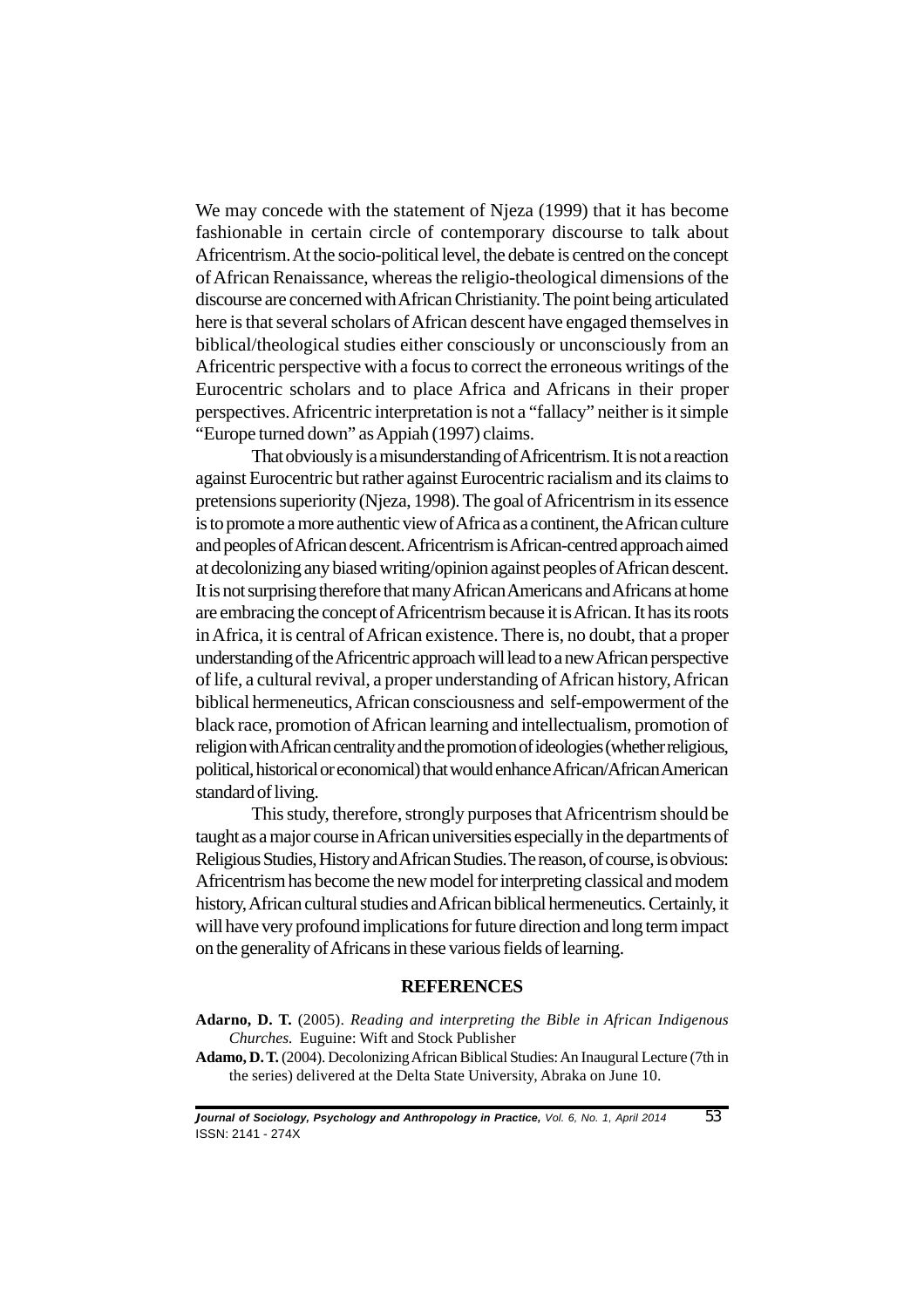We may concede with the statement of Njeza (1999) that it has become fashionable in certain circle of contemporary discourse to talk about Africentrism. At the socio-political level, the debate is centred on the concept of African Renaissance, whereas the religio-theological dimensions of the discourse are concerned with African Christianity. The point being articulated here is that several scholars of African descent have engaged themselves in biblical/theological studies either consciously or unconsciously from an Africentric perspective with a focus to correct the erroneous writings of the Eurocentric scholars and to place Africa and Africans in their proper perspectives. Africentric interpretation is not a "fallacy" neither is it simple "Europe turned down" as Appiah (1997) claims.

That obviously is a misunderstanding of Africentrism. It is not a reaction against Eurocentric but rather against Eurocentric racialism and its claims to pretensions superiority (Njeza, 1998). The goal of Africentrism in its essence is to promote a more authentic view of Africa as a continent, the African culture and peoples of African descent. Africentrism is African-centred approach aimed at decolonizing any biased writing/opinion against peoples of African descent. It is not surprising therefore that many African Americans and Africans at home are embracing the concept of Africentrism because it is African. It has its roots in Africa, it is central of African existence. There is, no doubt, that a proper understanding of the Africentric approach will lead to a new African perspective of life, a cultural revival, a proper understanding of African history, African biblical hermeneutics, African consciousness and self-empowerment of the black race, promotion of African learning and intellectualism, promotion of religion with African centrality and the promotion of ideologies (whether religious, political, historical or economical) that would enhance African/African American standard of living.

This study, therefore, strongly purposes that Africentrism should be taught as a major course in African universities especially in the departments of Religious Studies, History and African Studies. The reason, of course, is obvious: Africentrism has become the new model for interpreting classical and modem history, African cultural studies and African biblical hermeneutics. Certainly, it will have very profound implications for future direction and long term impact on the generality of Africans in these various fields of learning.

## REFERENCES

**Adarno, D. T.** (2005). *Reading and interpreting the Bible in African Indigenous Churches.* Euguine: Wift and Stock Publisher

**Adamo, D. T.** (2004). Decolonizing African Biblical Studies: An Inaugural Lecture (7th in the series) delivered at the Delta State University, Abraka on June 10.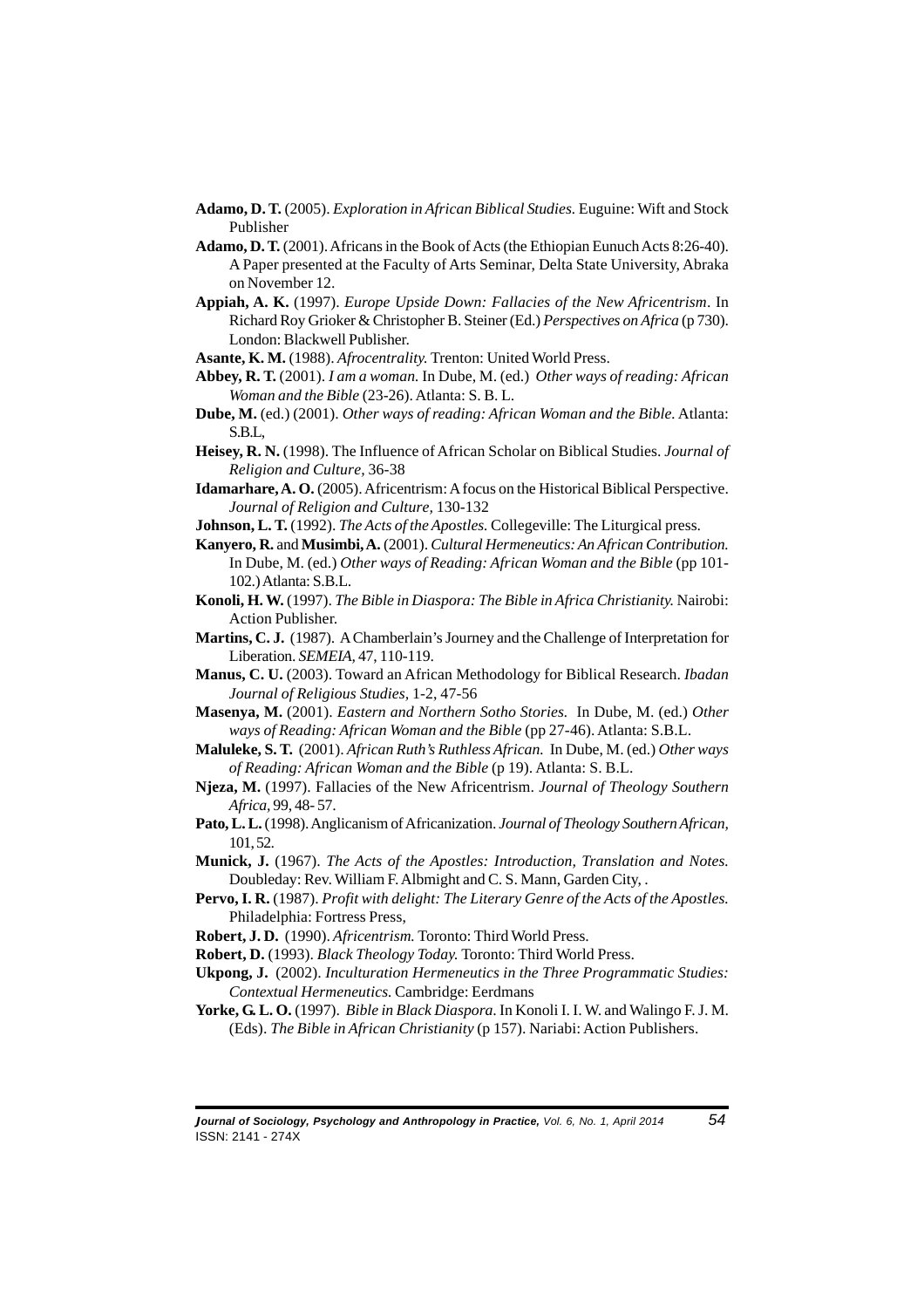**Adamo, D. T.** (2005). *Exploration in African Biblical Studies.* Euguine: Wift and Stock Publisher

**Adamo, D. T.** (2001). Africans in the Book of Acts (the Ethiopian Eunuch Acts 8:26-40). A Paper presented at the Faculty of Arts Seminar, Delta State University, Abraka on November 12.

**Appiah, A. K.** (1997). *Europe Upside Down: Fallacies of the New Africentrism*. In Richard Roy Grioker & Christopher B. Steiner (Ed.) *Perspectives on Africa* (p 730). London: Blackwell Publisher.

**Asante, K. M.** (1988). *Afrocentrality.* Trenton: United World Press.

**Abbey, R. T.** (2001). *I am a woman.* In Dube, M. (ed.) *Other ways of reading: African Woman and the Bible* (23-26). Atlanta: S. B. L.

**Dube, M.** (ed.) (2001). *Other ways of reading: African Woman and the Bible.* Atlanta: S.B.L,

**Heisey, R. N.** (1998). The Influence of African Scholar on Biblical Studies. *Journal of Religion and Culture,* 36-38

**Idamarhare, A. O.** (2005). Africentrism: A focus on the Historical Biblical Perspective. *Journal of Religion and Culture,* 130-132

**Johnson, L. T.** (1992). *The Acts of the Apostles.* Collegeville: The Liturgical press.

**Kanyero, R.** and **Musimbi, A.** (2001). *Cultural Hermeneutics: An African Contribution.* In Dube, M. (ed.) *Other ways of Reading: African Woman and the Bible* (pp 101-102.) Atlanta: S.B.L.

**Konoli, H. W.** (1997). *The Bible in Diaspora: The Bible in Africa Christianity.* Nairobi: Action Publisher.

**Martins, C. J.** (1987). A Chamberlain's Journey and the Challenge of Interpretation for Liberation. *SEMEIA,* 47, 110-119.

**Manus, C. U.** (2003). Toward an African Methodology for Biblical Research. *Ibadan Journal of Religious Studies,* 1-2, 47-56

**Masenya, M.** (2001). *Eastern and Northern Sotho Stories.* In Dube, M. (ed.) *Other ways of Reading: African Woman and the Bible* (pp 27-46). Atlanta: S.B.L.

**Maluleke, S. T.** (2001). *African Ruth's Ruthless African.* In Dube, M. (ed.) *Other ways of Reading: African Woman and the Bible* (p 19). Atlanta: S. B.L.

**Njeza, M.** (1997). Fallacies of the New Africentrism. *Journal of Theology Southern Africa,* 99, 48- 57.

**Pato, L. L.** (1998). Anglicanism of Africanization. *Journal of Theology Southern African,* 101, 52.

**Munick, J.** (1967). *The Acts of the Apostles: Introduction, Translation and Notes.* Doubleday: Rev. William F. Albmight and C. S. Mann, Garden City, .

**Pervo, I. R.** (1987). *Profit with delight: The Literary Genre of the Acts of the Apostles.* Philadelphia: Fortress Press,

**Robert, J. D.** (1990). *Africentrism.* Toronto: Third World Press.

**Robert, D.** (1993). *Black Theology Today.* Toronto: Third World Press.

**Ukpong, J.** (2002). *Inculturation Hermeneutics in the Three Programmatic Studies: Contextual Hermeneutics.* Cambridge: Eerdmans

**Yorke, G. L. O.** (1997). *Bible in Black Diaspora.* In Konoli I. I. W. and Walingo F. J. M. (Eds). *The Bible in African Christianity* (p 157). Nariabi: Action Publishers.